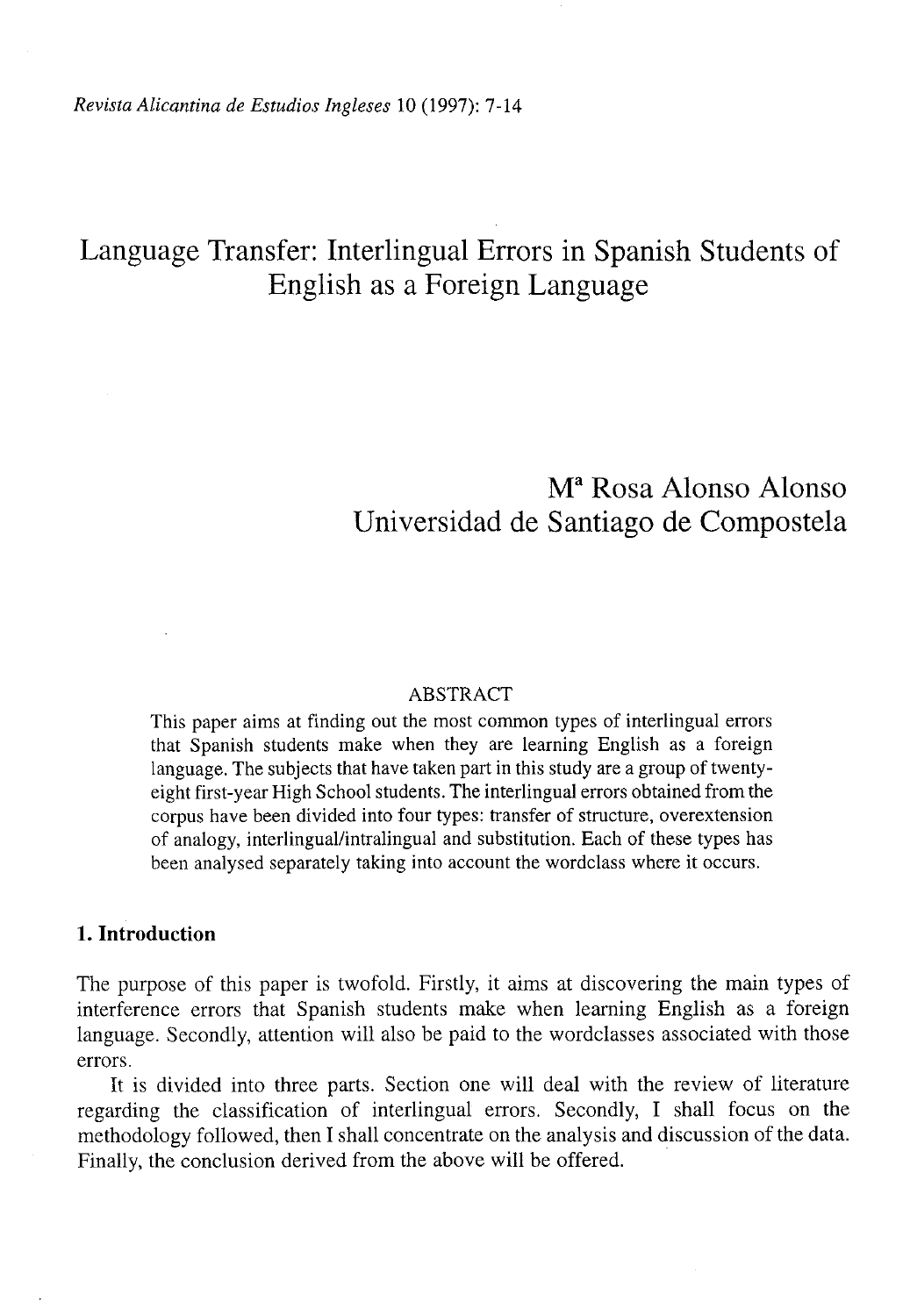# Language Transfer: Interlingual Errors in Spanish Students of English as a Foreign Language

Mª Rosa Alonso Alonso
Universidad de Santiago de Compostela

## ABSTRACT

This paper aims at finding out the most common types of interlingual errors that Spanish students make when they are learning English as a foreign language. The subjects that have taken part in this study are a group of twenty-eight first-year High School students. The interlingual errors obtained from the corpus have been divided into four types: transfer of structure, overextension of analogy, interlingual/intralingual and substitution. Each of these types has been analysed separately taking into account the wordclass where it occurs.

## 1. Introduction

The purpose of this paper is twofold. Firstly, it aims at discovering the main types of interference errors that Spanish students make when learning English as a foreign language. Secondly, attention will also be paid to the wordclasses associated with those errors.

It is divided into three parts. Section one will deal with the review of literature regarding the classification of interlingual errors. Secondly, I shall focus on the methodology followed, then I shall concentrate on the analysis and discussion of the data. Finally, the conclusion derived from the above will be offered.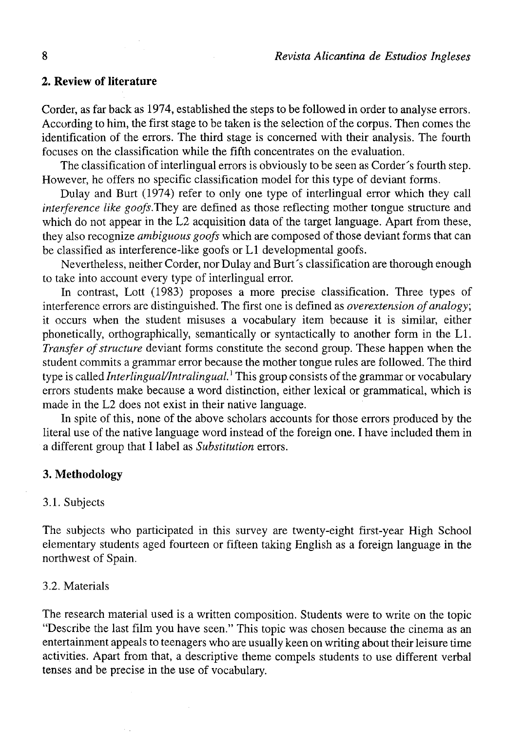## 2. Review of literature

Corder, as far back as 1974, established the steps to be followed in order to analyse errors. According to him, the first stage to be taken is the selection of the corpus. Then comes the identification of the errors. The third stage is concerned with their analysis. The fourth focuses on the classification while the fifth concentrates on the evaluation.

The classification of interlingual errors is obviously to be seen as Corder´s fourth step. However, he offers no specific classification model for this type of deviant forms.

Dulay and Burt (1974) refer to only one type of interlingual error which they call *interference like goofs*.They are defined as those reflecting mother tongue structure and which do not appear in the L2 acquisition data of the target language. Apart from these, they also recognize *ambiguous goofs* which are composed of those deviant forms that can be classified as interference-like goofs or L1 developmental goofs.

Nevertheless, neither Corder, nor Dulay and Burt´s classification are thorough enough to take into account every type of interlingual error.

In contrast, Lott (1983) proposes a more precise classification. Three types of interference errors are distinguished. The first one is defined as *overextension of analogy*; it occurs when the student misuses a vocabulary item because it is similar, either phonetically, orthographically, semantically or syntactically to another form in the L1. *Transfer of structure* deviant forms constitute the second group. These happen when the student commits a grammar error because the mother tongue rules are followed. The third type is called *Interlingual/Intralingual*.[1] This group consists of the grammar or vocabulary errors students make because a word distinction, either lexical or grammatical, which is made in the L2 does not exist in their native language.

In spite of this, none of the above scholars accounts for those errors produced by the literal use of the native language word instead of the foreign one. I have included them in a different group that I label as *Substitution* errors.

## 3. Methodology

### 3.1. Subjects

The subjects who participated in this survey are twenty-eight first-year High School elementary students aged fourteen or fifteen taking English as a foreign language in the northwest of Spain.

### 3.2. Materials

The research material used is a written composition. Students were to write on the topic "Describe the last film you have seen." This topic was chosen because the cinema as an entertainment appeals to teenagers who are usually keen on writing about their leisure time activities. Apart from that, a descriptive theme compels students to use different verbal tenses and be precise in the use of vocabulary.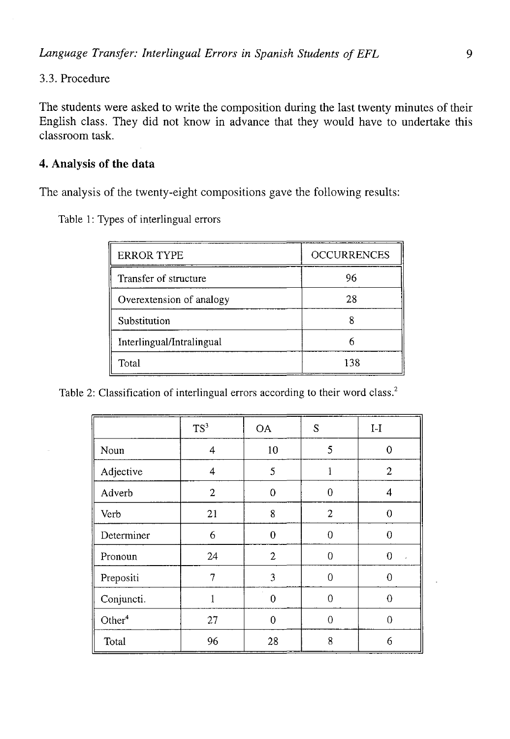### 3.3. Procedure

The students were asked to write the composition during the last twenty minutes of their English class. They did not know in advance that they would have to undertake this classroom task.

## 4. Analysis of the data

The analysis of the twenty-eight compositions gave the following results:

Table 1: Types of interlingual errors

| ERROR TYPE | OCCURRENCES |
|---|---|
| Transfer of structure | 96 |
| Overextension of analogy | 28 |
| Substitution | 8 |
| Interlingual/Intralingual | 6 |
| Total | 138 |

Table 2: Classification of interlingual errors according to their word class.[2]

| | TS[3] | OA | S | I-I |
|---|---|---|---|---|
| Noun | 4 | 10 | 5 | 0 |
| Adjective | 4 | 5 | 1 | 2 |
| Adverb | 2 | 0 | 0 | 4 |
| Verb | 21 | 8 | 2 | 0 |
| Determiner | 6 | 0 | 0 | 0 |
| Pronoun | 24 | 2 | 0 | 0 |
| Prepositi | 7 | 3 | 0 | 0 |
| Conjuncti. | 1 | 0 | 0 | 0 |
| Other[4] | 27 | 0 | 0 | 0 |
| Total | 96 | 28 | 8 | 6 |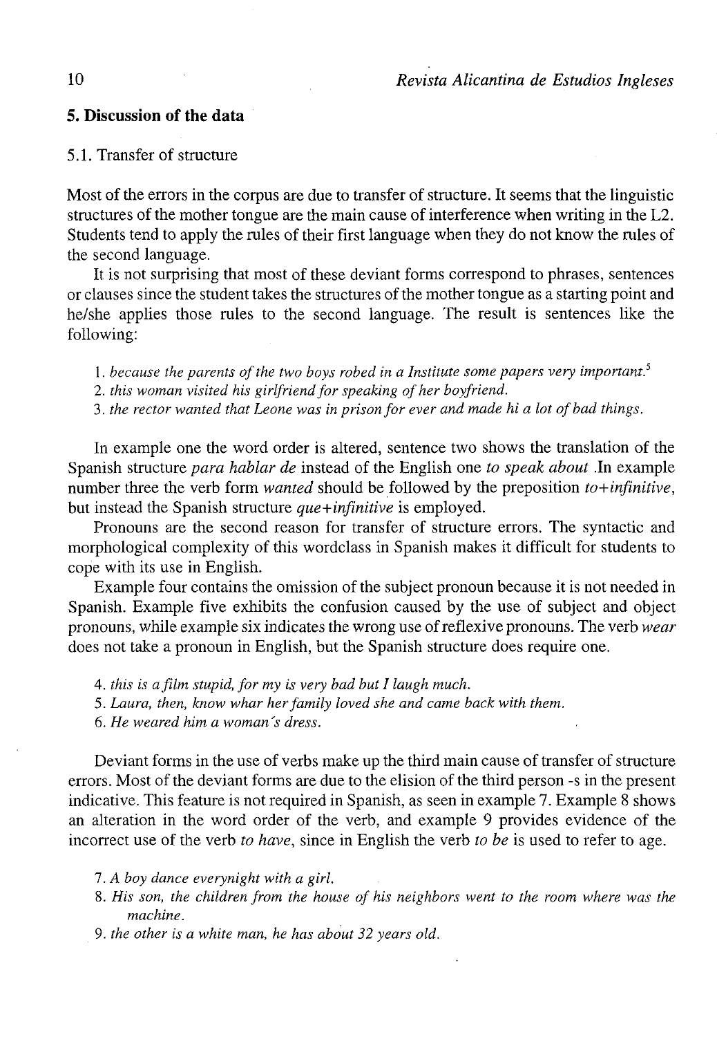## 5. Discussion of the data

### 5.1. Transfer of structure

Most of the errors in the corpus are due to transfer of structure. It seems that the linguistic structures of the mother tongue are the main cause of interference when writing in the L2. Students tend to apply the rules of their first language when they do not know the rules of the second language.

It is not surprising that most of these deviant forms correspond to phrases, sentences or clauses since the student takes the structures of the mother tongue as a starting point and he/she applies those rules to the second language. The result is sentences like the following:

1. *because the parents of the two boys robed in a Institute some papers very important.*[5]
2. *this woman visited his girlfriend for speaking of her boyfriend.*
3. *the rector wanted that Leone was in prison for ever and made hi a lot of bad things.*

In example one the word order is altered, sentence two shows the translation of the Spanish structure *para hablar de* instead of the English one *to speak about* .In example number three the verb form *wanted* should be followed by the preposition *to+infinitive*, but instead the Spanish structure *que+infinitive* is employed.

Pronouns are the second reason for transfer of structure errors. The syntactic and morphological complexity of this wordclass in Spanish makes it difficult for students to cope with its use in English.

Example four contains the omission of the subject pronoun because it is not needed in Spanish. Example five exhibits the confusion caused by the use of subject and object pronouns, while example six indicates the wrong use of reflexive pronouns. The verb *wear* does not take a pronoun in English, but the Spanish structure does require one.

4. *this is a film stupid, for my is very bad but I laugh much.*
5. *Laura, then, know whar her family loved she and came back with them.*
6. *He weared him a woman's dress.*

Deviant forms in the use of verbs make up the third main cause of transfer of structure errors. Most of the deviant forms are due to the elision of the third person -s in the present indicative. This feature is not required in Spanish, as seen in example 7. Example 8 shows an alteration in the word order of the verb, and example 9 provides evidence of the incorrect use of the verb *to have*, since in English the verb *to be* is used to refer to age.

7. *A boy dance everynight with a girl.*
8. *His son, the children from the house of his neighbors went to the room where was the machine.*
9. *the other is a white man, he has about 32 years old.*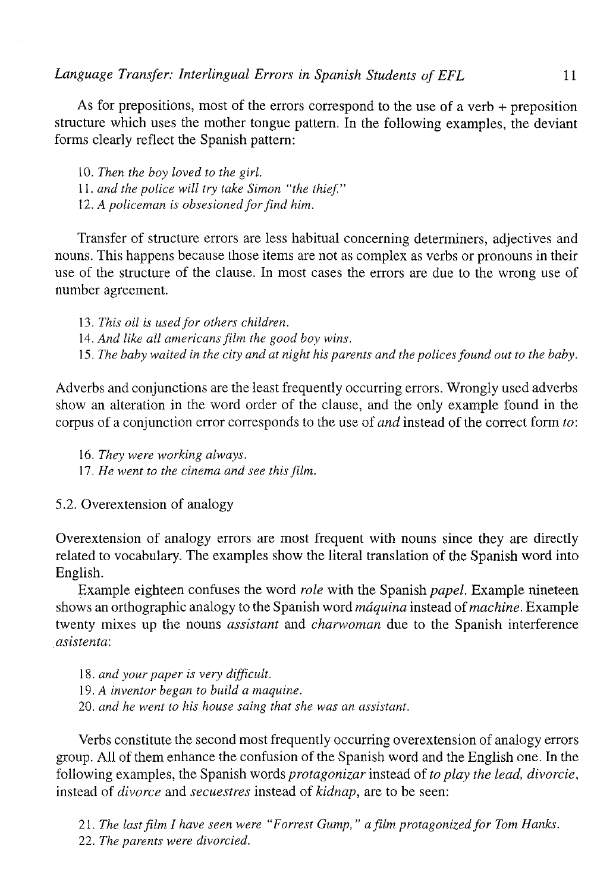As for prepositions, most of the errors correspond to the use of a verb + preposition structure which uses the mother tongue pattern. In the following examples, the deviant forms clearly reflect the Spanish pattern:

10. *Then the boy loved to the girl.*
11. *and the police will try take Simon "the thief."*
12. *A policeman is obsesioned for find him.*

Transfer of structure errors are less habitual concerning determiners, adjectives and nouns. This happens because those items are not as complex as verbs or pronouns in their use of the structure of the clause. In most cases the errors are due to the wrong use of number agreement.

13. *This oil is used for others children.*
14. *And like all americans film the good boy wins.*
15. *The baby waited in the city and at night his parents and the polices found out to the baby.*

Adverbs and conjunctions are the least frequently occurring errors. Wrongly used adverbs show an alteration in the word order of the clause, and the only example found in the corpus of a conjunction error corresponds to the use of *and* instead of the correct form *to*:

16. *They were working always.*
17. *He went to the cinema and see this film.*

### 5.2. Overextension of analogy

Overextension of analogy errors are most frequent with nouns since they are directly related to vocabulary. The examples show the literal translation of the Spanish word into English.

Example eighteen confuses the word *role* with the Spanish *papel*. Example nineteen shows an orthographic analogy to the Spanish word *máquina* instead of *machine*. Example twenty mixes up the nouns *assistant* and *charwoman* due to the Spanish interference *asistenta*:

18. *and your paper is very difficult.*
19. *A inventor began to build a maquine.*
20. *and he went to his house saing that she was an assistant.*

Verbs constitute the second most frequently occurring overextension of analogy errors group. All of them enhance the confusion of the Spanish word and the English one. In the following examples, the Spanish words *protagonizar* instead of *to play the lead, divorcie*, instead of *divorce* and *secuestres* instead of *kidnap*, are to be seen:

21. *The last film I have seen were "Forrest Gump," a film protagonized for Tom Hanks.*
22. *The parents were divorcied.*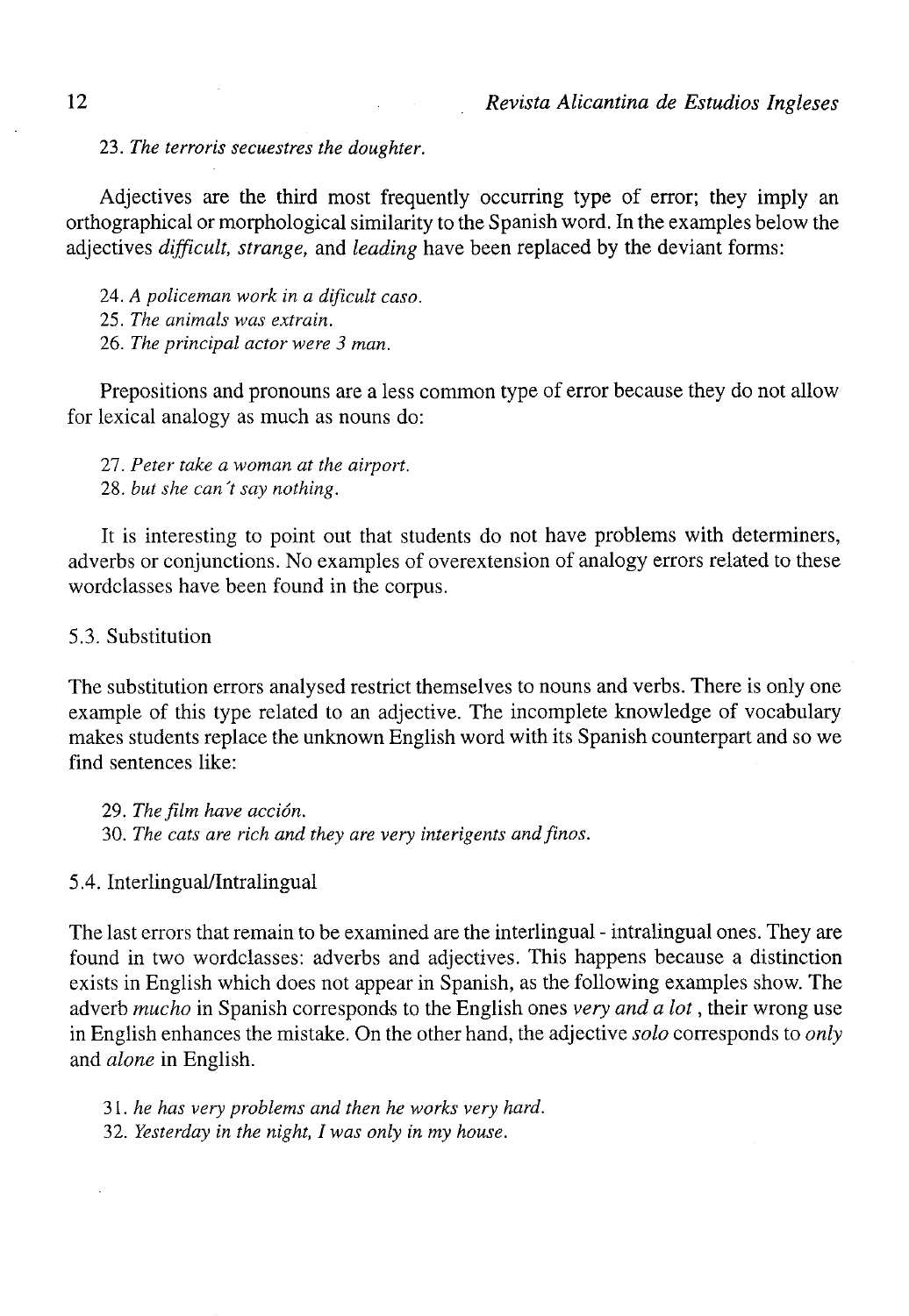23. *The terroris secuestres the doughter.*

Adjectives are the third most frequently occurring type of error; they imply an orthographical or morphological similarity to the Spanish word. In the examples below the adjectives *difficult, strange,* and *leading* have been replaced by the deviant forms:

24. *A policeman work in a dificult caso.*
25. *The animals was extrain.*
26. *The principal actor were 3 man.*

Prepositions and pronouns are a less common type of error because they do not allow for lexical analogy as much as nouns do:

27. *Peter take a woman at the airport.*
28. *but she can´t say nothing.*

It is interesting to point out that students do not have problems with determiners, adverbs or conjunctions. No examples of overextension of analogy errors related to these wordclasses have been found in the corpus.

### 5.3. Substitution

The substitution errors analysed restrict themselves to nouns and verbs. There is only one example of this type related to an adjective. The incomplete knowledge of vocabulary makes students replace the unknown English word with its Spanish counterpart and so we find sentences like:

29. *The film have acción.*
30. *The cats are rich and they are very interigents and finos.*

### 5.4. Interlingual/Intralingual

The last errors that remain to be examined are the interlingual - intralingual ones. They are found in two wordclasses: adverbs and adjectives. This happens because a distinction exists in English which does not appear in Spanish, as the following examples show. The adverb *mucho* in Spanish corresponds to the English ones *very and a lot*, their wrong use in English enhances the mistake. On the other hand, the adjective *solo* corresponds to *only* and *alone* in English.

31. *he has very problems and then he works very hard.*
32. *Yesterday in the night, I was only in my house.*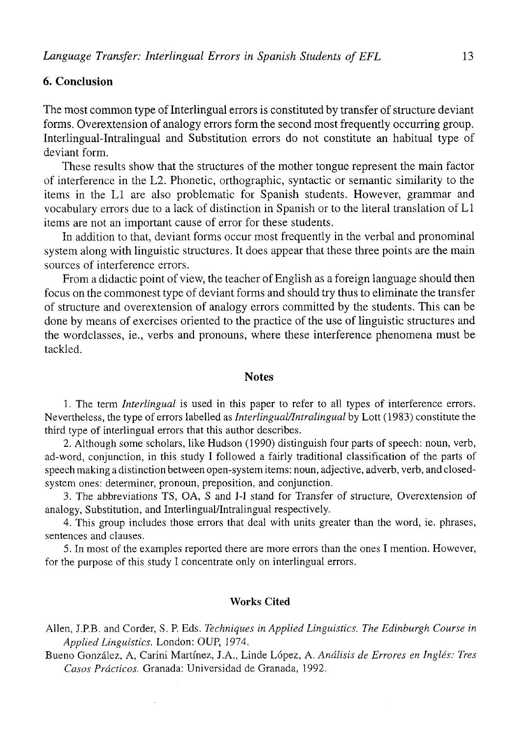## 6. Conclusion

The most common type of Interlingual errors is constituted by transfer of structure deviant forms. Overextension of analogy errors form the second most frequently occurring group. Interlingual-Intralingual and Substitution errors do not constitute an habitual type of deviant form.

These results show that the structures of the mother tongue represent the main factor of interference in the L2. Phonetic, orthographic, syntactic or semantic similarity to the items in the L1 are also problematic for Spanish students. However, grammar and vocabulary errors due to a lack of distinction in Spanish or to the literal translation of L1 items are not an important cause of error for these students.

In addition to that, deviant forms occur most frequently in the verbal and pronominal system along with linguistic structures. It does appear that these three points are the main sources of interference errors.

From a didactic point of view, the teacher of English as a foreign language should then focus on the commonest type of deviant forms and should try thus to eliminate the transfer of structure and overextension of analogy errors committed by the students. This can be done by means of exercises oriented to the practice of the use of linguistic structures and the wordclasses, ie., verbs and pronouns, where these interference phenomena must be tackled.

## Notes

1. The term *Interlingual* is used in this paper to refer to all types of interference errors. Nevertheless, the type of errors labelled as *Interlingual/Intralingual* by Lott (1983) constitute the third type of interlingual errors that this author describes.

2. Although some scholars, like Hudson (1990) distinguish four parts of speech: noun, verb, ad-word, conjunction, in this study I followed a fairly traditional classification of the parts of speech making a distinction between open-system items: noun, adjective, adverb, verb, and closed-system ones: determiner, pronoun, preposition, and conjunction.

3. The abbreviations TS, OA, S and I-I stand for Transfer of structure, Overextension of analogy, Substitution, and Interlingual/Intralingual respectively.

4. This group includes those errors that deal with units greater than the word, ie. phrases, sentences and clauses.

5. In most of the examples reported there are more errors than the ones I mention. However, for the purpose of this study I concentrate only on interlingual errors.

## Works Cited

Allen, J.P.B. and Corder, S. P. Eds. *Techniques in Applied Linguistics. The Edinburgh Course in Applied Linguistics.* London: OUP, 1974.

Bueno González, A, Carini Martínez, J.A., Linde López, A. *Análisis de Errores en Inglés: Tres Casos Prácticos.* Granada: Universidad de Granada, 1992.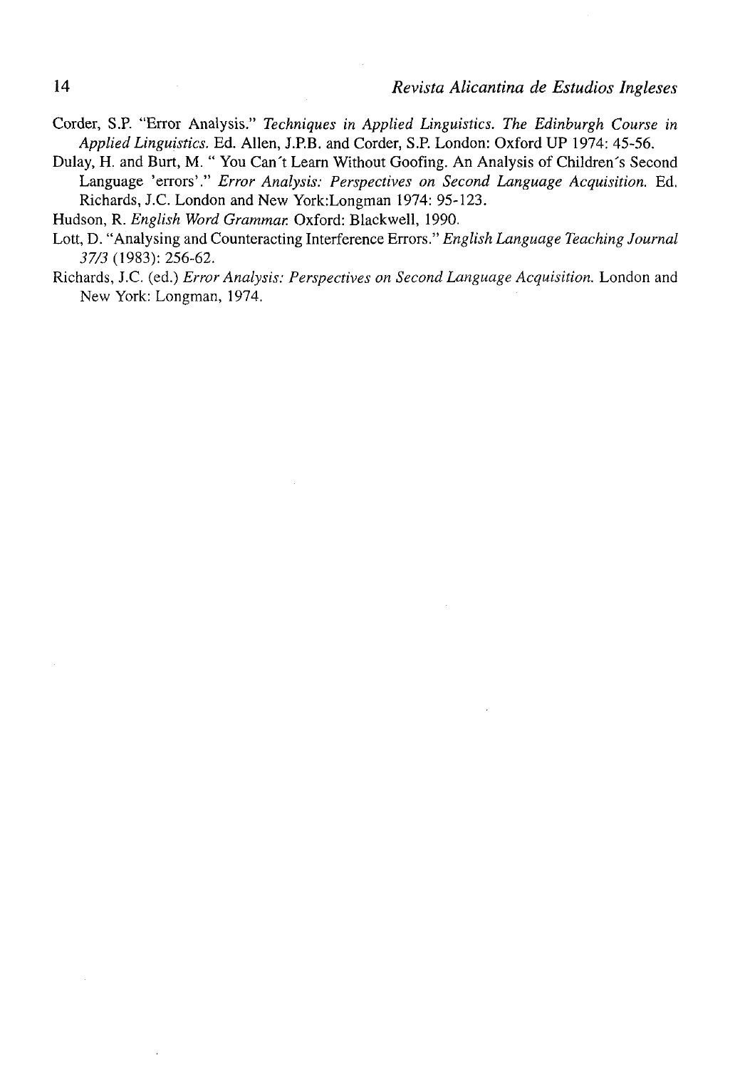Corder, S.P. "Error Analysis." *Techniques in Applied Linguistics. The Edinburgh Course in Applied Linguistics.* Ed. Allen, J.P.B. and Corder, S.P. London: Oxford UP 1974: 45-56.

Dulay, H. and Burt, M. " You Can´t Learn Without Goofing. An Analysis of Children´s Second Language 'errors'." *Error Analysis: Perspectives on Second Language Acquisition.* Ed. Richards, J.C. London and New York:Longman 1974: 95-123.

Hudson, R. *English Word Grammar.* Oxford: Blackwell, 1990.

Lott, D. "Analysing and Counteracting Interference Errors." *English Language Teaching Journal 37/3* (1983): 256-62.

Richards, J.C. (ed.) *Error Analysis: Perspectives on Second Language Acquisition.* London and New York: Longman, 1974.